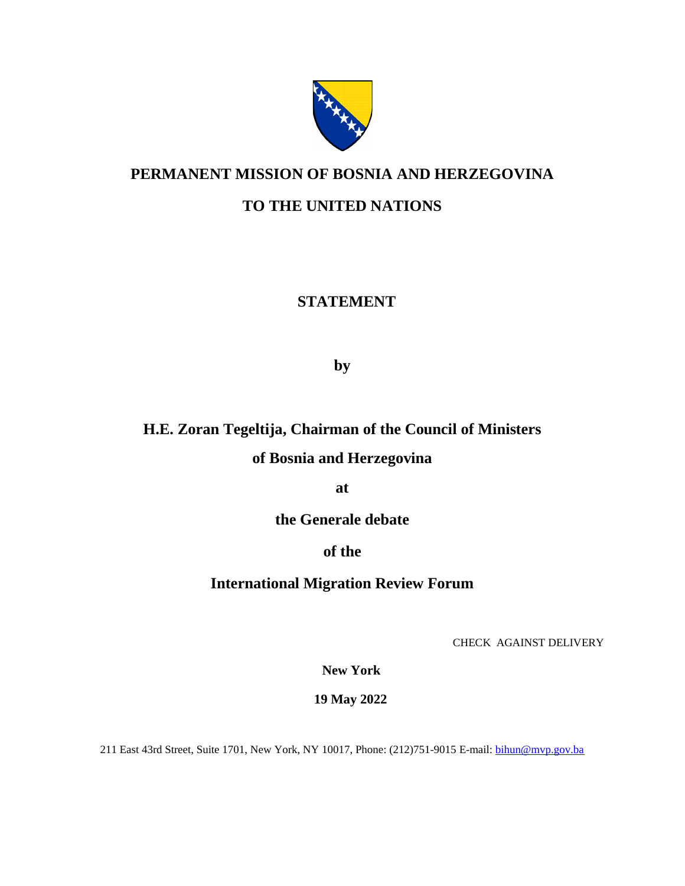# PERMANENT MISSION OF BOSNIA AND HERZEGOVINA

# TO THE UNITED NATIONS

## STATEMENT

**by**

**H.E. Zoran Tegeltija, Chairman of the Council of Ministers**

**of Bosnia and Herzegovina**

**at**

**the Generale debate**

**of the**

**International Migration Review Forum**

CHECK AGAINST DELIVERY

**New York**

**19 May 2022**

211 East 43rd Street, Suite 1701, New York, NY 10017, Phone: (212)751-9015 E-mail: bihun@mvp.gov.ba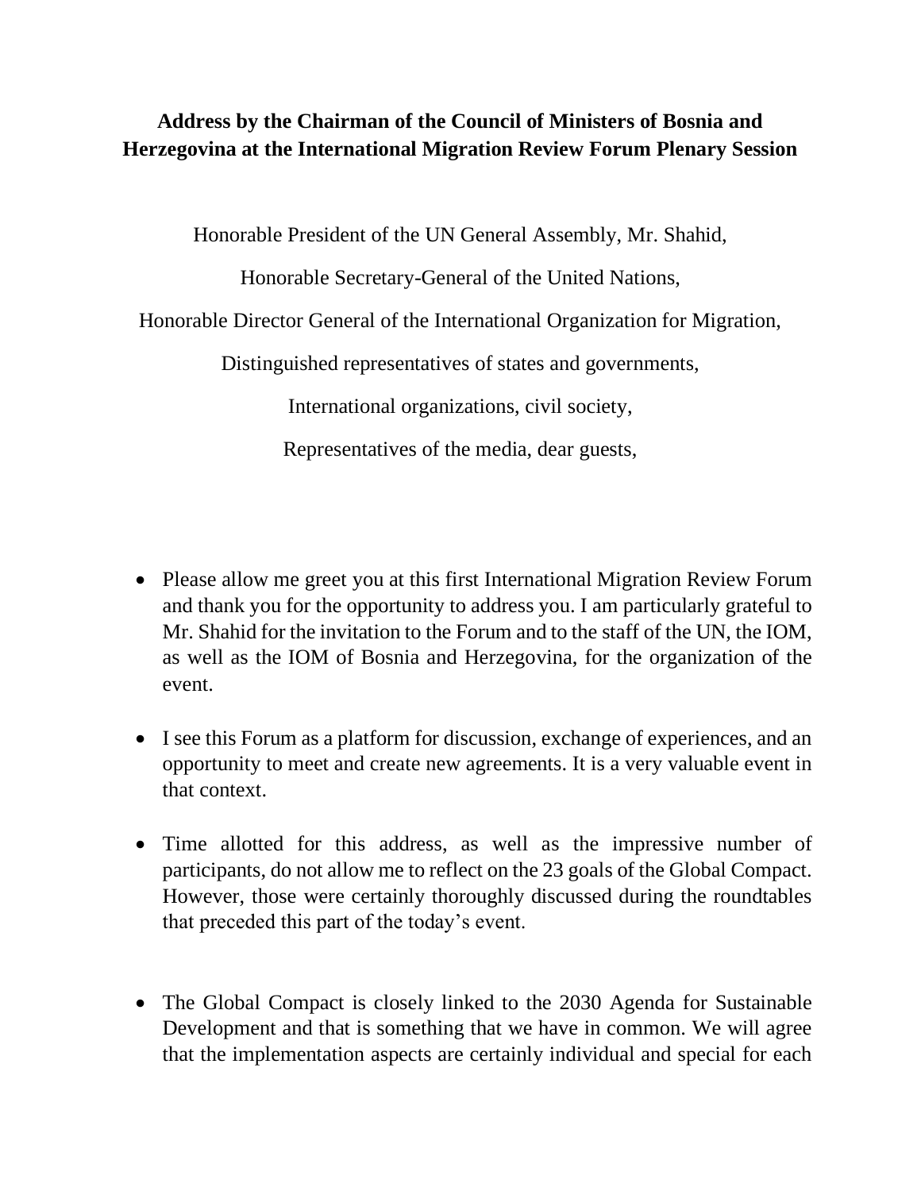**Address by the Chairman of the Council of Ministers of Bosnia and Herzegovina at the International Migration Review Forum Plenary Session**

Honorable President of the UN General Assembly, Mr. Shahid,

Honorable Secretary-General of the United Nations,

Honorable Director General of the International Organization for Migration,

Distinguished representatives of states and governments,

International organizations, civil society,

Representatives of the media, dear guests,

- Please allow me greet you at this first International Migration Review Forum and thank you for the opportunity to address you. I am particularly grateful to Mr. Shahid for the invitation to the Forum and to the staff of the UN, the IOM, as well as the IOM of Bosnia and Herzegovina, for the organization of the event.

- I see this Forum as a platform for discussion, exchange of experiences, and an opportunity to meet and create new agreements. It is a very valuable event in that context.

- Time allotted for this address, as well as the impressive number of participants, do not allow me to reflect on the 23 goals of the Global Compact. However, those were certainly thoroughly discussed during the roundtables that preceded this part of the today's event.

- The Global Compact is closely linked to the 2030 Agenda for Sustainable Development and that is something that we have in common. We will agree that the implementation aspects are certainly individual and special for each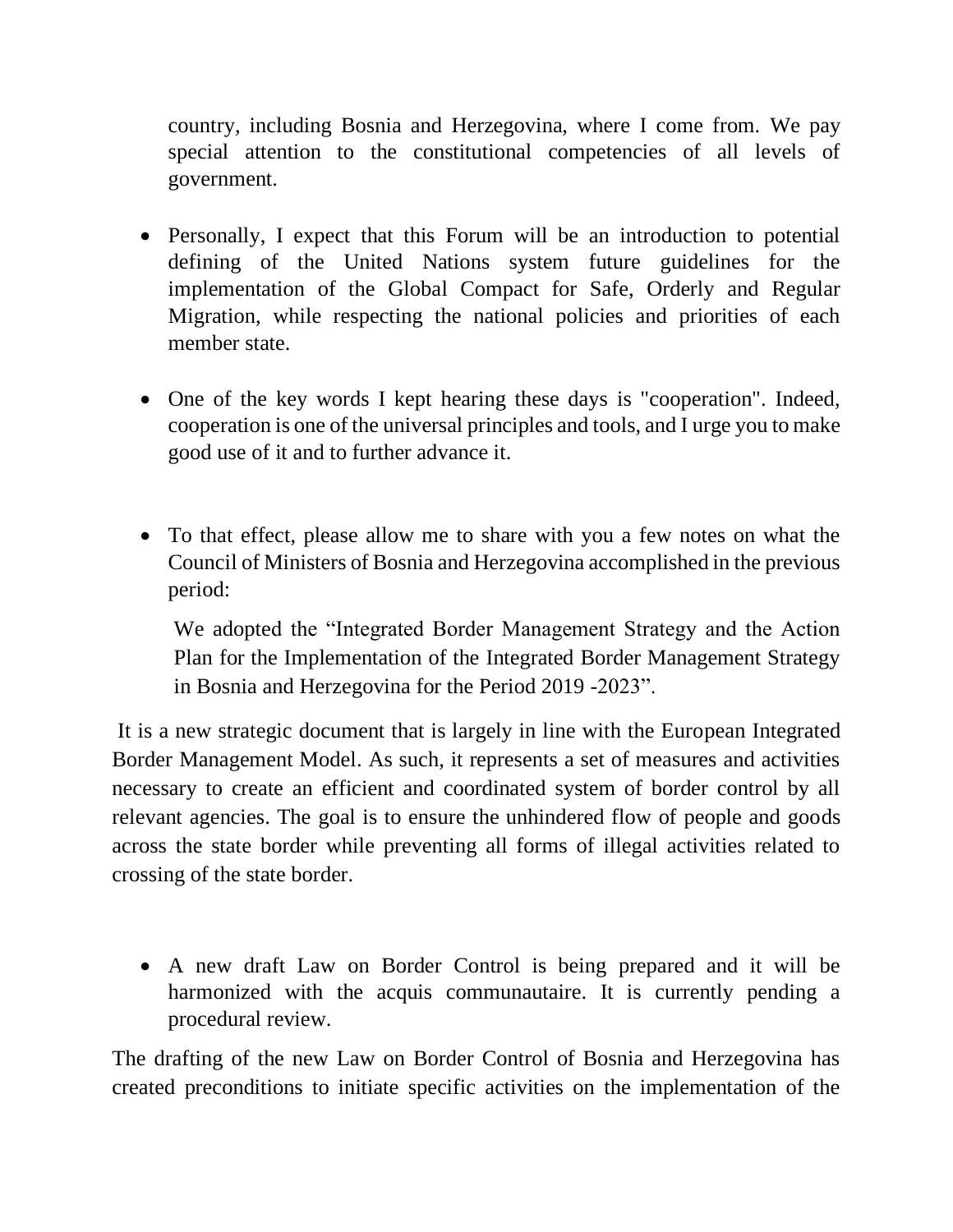country, including Bosnia and Herzegovina, where I come from. We pay special attention to the constitutional competencies of all levels of government.

- Personally, I expect that this Forum will be an introduction to potential defining of the United Nations system future guidelines for the implementation of the Global Compact for Safe, Orderly and Regular Migration, while respecting the national policies and priorities of each member state.

- One of the key words I kept hearing these days is "cooperation". Indeed, cooperation is one of the universal principles and tools, and I urge you to make good use of it and to further advance it.

- To that effect, please allow me to share with you a few notes on what the Council of Ministers of Bosnia and Herzegovina accomplished in the previous period:

  We adopted the "Integrated Border Management Strategy and the Action Plan for the Implementation of the Integrated Border Management Strategy in Bosnia and Herzegovina for the Period 2019 -2023".

It is a new strategic document that is largely in line with the European Integrated Border Management Model. As such, it represents a set of measures and activities necessary to create an efficient and coordinated system of border control by all relevant agencies. The goal is to ensure the unhindered flow of people and goods across the state border while preventing all forms of illegal activities related to crossing of the state border.

- A new draft Law on Border Control is being prepared and it will be harmonized with the acquis communautaire. It is currently pending a procedural review.

The drafting of the new Law on Border Control of Bosnia and Herzegovina has created preconditions to initiate specific activities on the implementation of the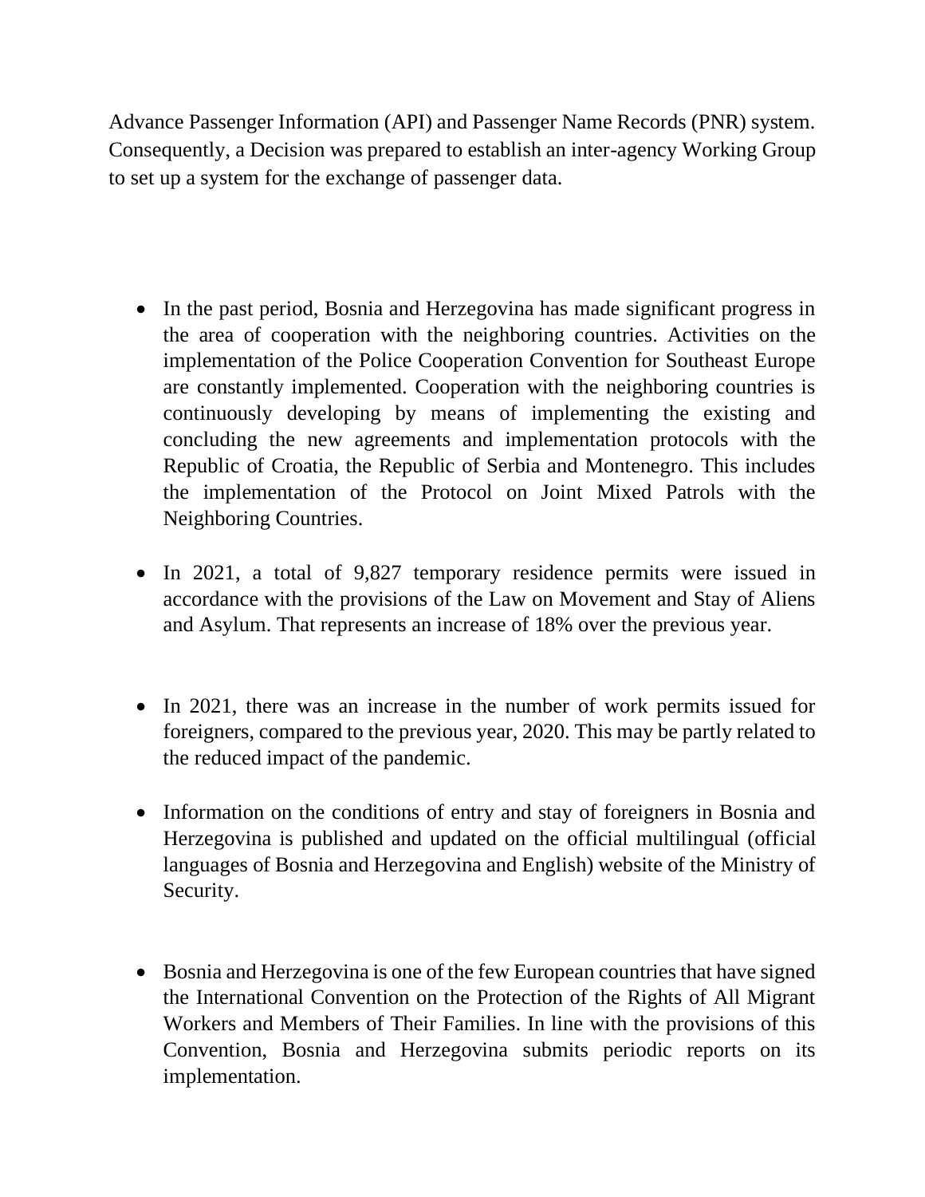Advance Passenger Information (API) and Passenger Name Records (PNR) system. Consequently, a Decision was prepared to establish an inter-agency Working Group to set up a system for the exchange of passenger data.

- In the past period, Bosnia and Herzegovina has made significant progress in the area of cooperation with the neighboring countries. Activities on the implementation of the Police Cooperation Convention for Southeast Europe are constantly implemented. Cooperation with the neighboring countries is continuously developing by means of implementing the existing and concluding the new agreements and implementation protocols with the Republic of Croatia, the Republic of Serbia and Montenegro. This includes the implementation of the Protocol on Joint Mixed Patrols with the Neighboring Countries.

- In 2021, a total of 9,827 temporary residence permits were issued in accordance with the provisions of the Law on Movement and Stay of Aliens and Asylum. That represents an increase of 18% over the previous year.

- In 2021, there was an increase in the number of work permits issued for foreigners, compared to the previous year, 2020. This may be partly related to the reduced impact of the pandemic.

- Information on the conditions of entry and stay of foreigners in Bosnia and Herzegovina is published and updated on the official multilingual (official languages of Bosnia and Herzegovina and English) website of the Ministry of Security.

- Bosnia and Herzegovina is one of the few European countries that have signed the International Convention on the Protection of the Rights of All Migrant Workers and Members of Their Families. In line with the provisions of this Convention, Bosnia and Herzegovina submits periodic reports on its implementation.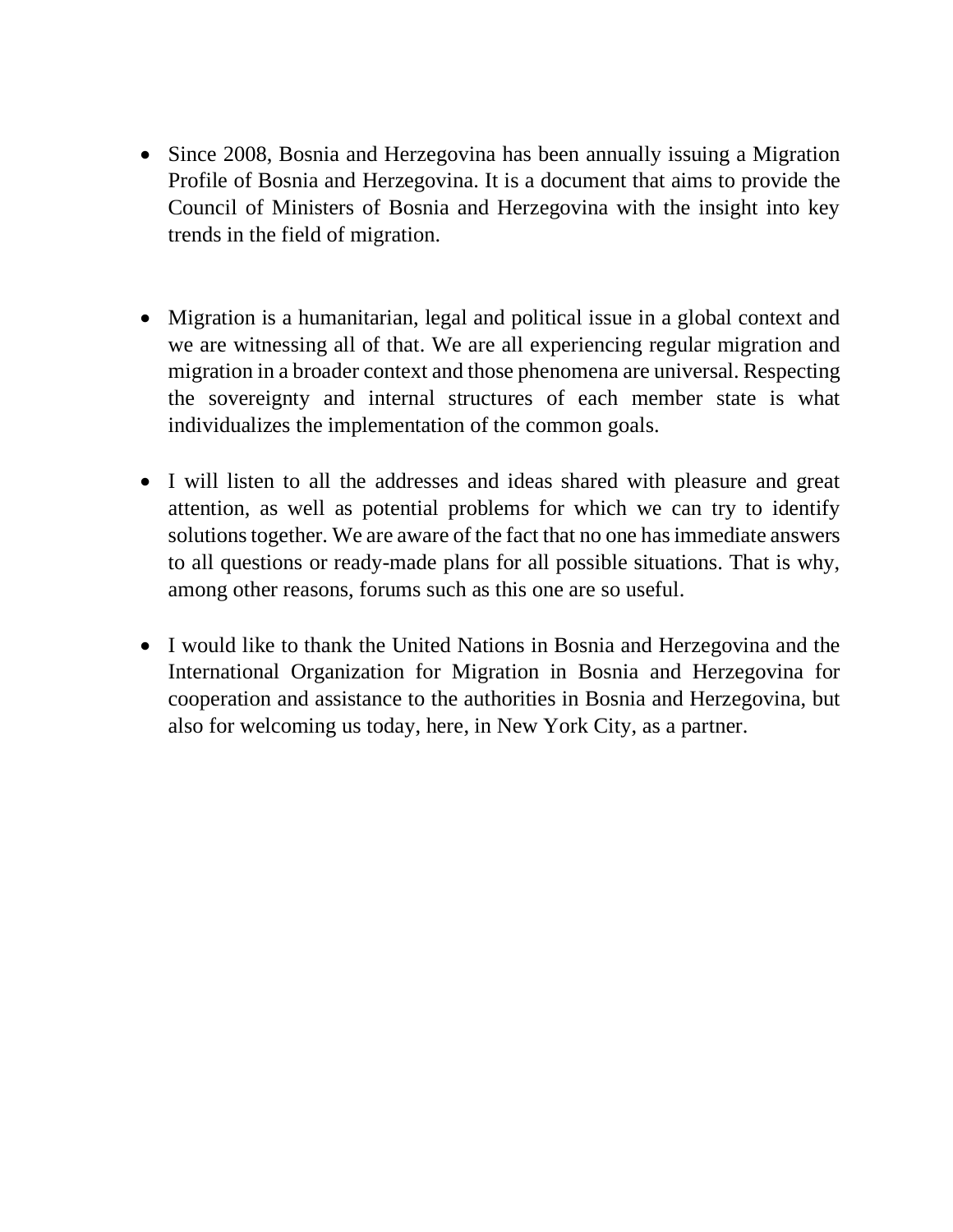- Since 2008, Bosnia and Herzegovina has been annually issuing a Migration Profile of Bosnia and Herzegovina. It is a document that aims to provide the Council of Ministers of Bosnia and Herzegovina with the insight into key trends in the field of migration.

- Migration is a humanitarian, legal and political issue in a global context and we are witnessing all of that. We are all experiencing regular migration and migration in a broader context and those phenomena are universal. Respecting the sovereignty and internal structures of each member state is what individualizes the implementation of the common goals.

- I will listen to all the addresses and ideas shared with pleasure and great attention, as well as potential problems for which we can try to identify solutions together. We are aware of the fact that no one has immediate answers to all questions or ready-made plans for all possible situations. That is why, among other reasons, forums such as this one are so useful.

- I would like to thank the United Nations in Bosnia and Herzegovina and the International Organization for Migration in Bosnia and Herzegovina for cooperation and assistance to the authorities in Bosnia and Herzegovina, but also for welcoming us today, here, in New York City, as a partner.